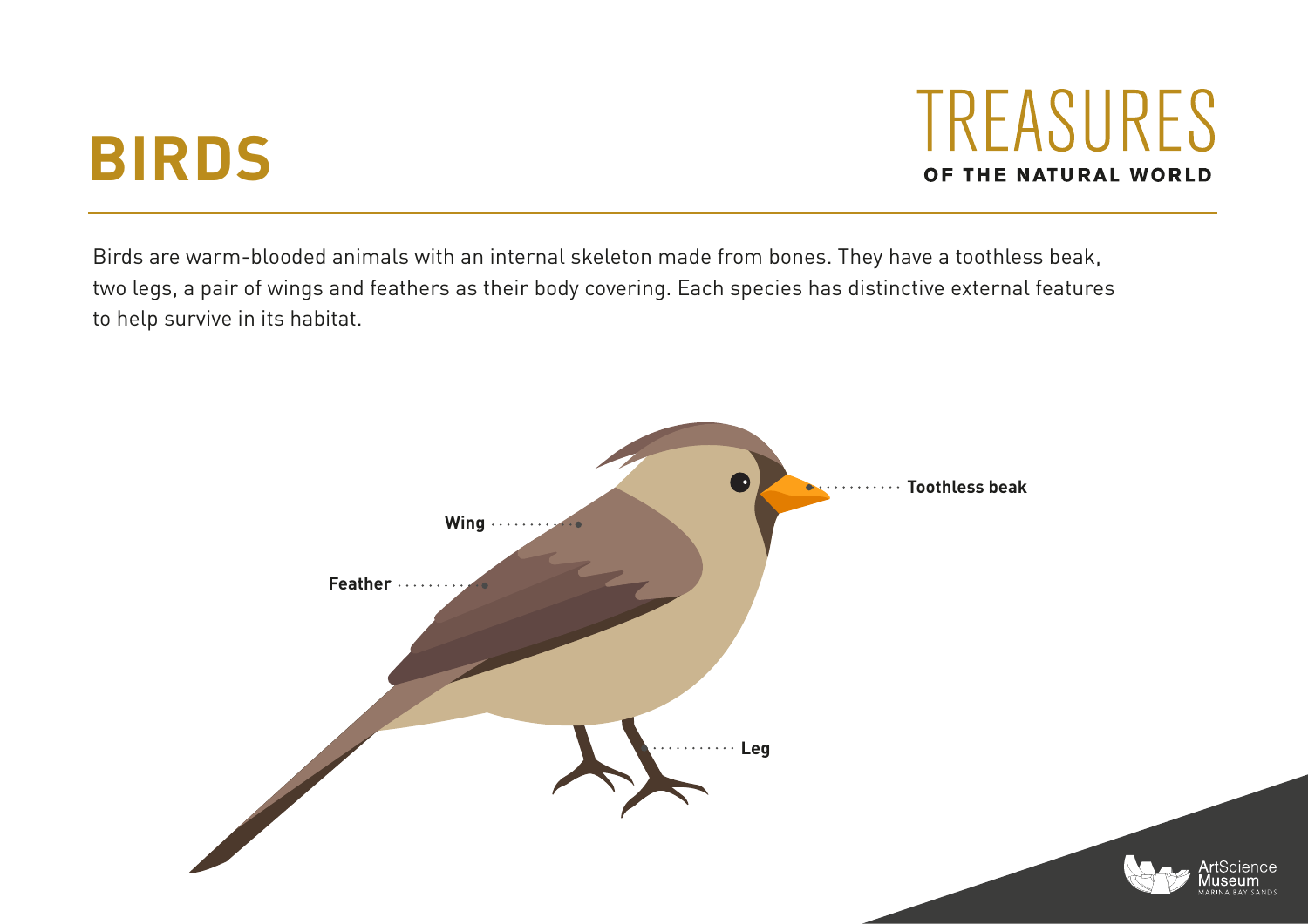# BIRDS

## TREASURES OF THE NATURAL WORLD

Birds are warm-blooded animals with an internal skeleton made from bones. They have a toothless beak, two legs, a pair of wings and feathers as their body covering. Each species has distinctive external features to help survive in its habitat.

Toothless beak

Wing

Feather

Leg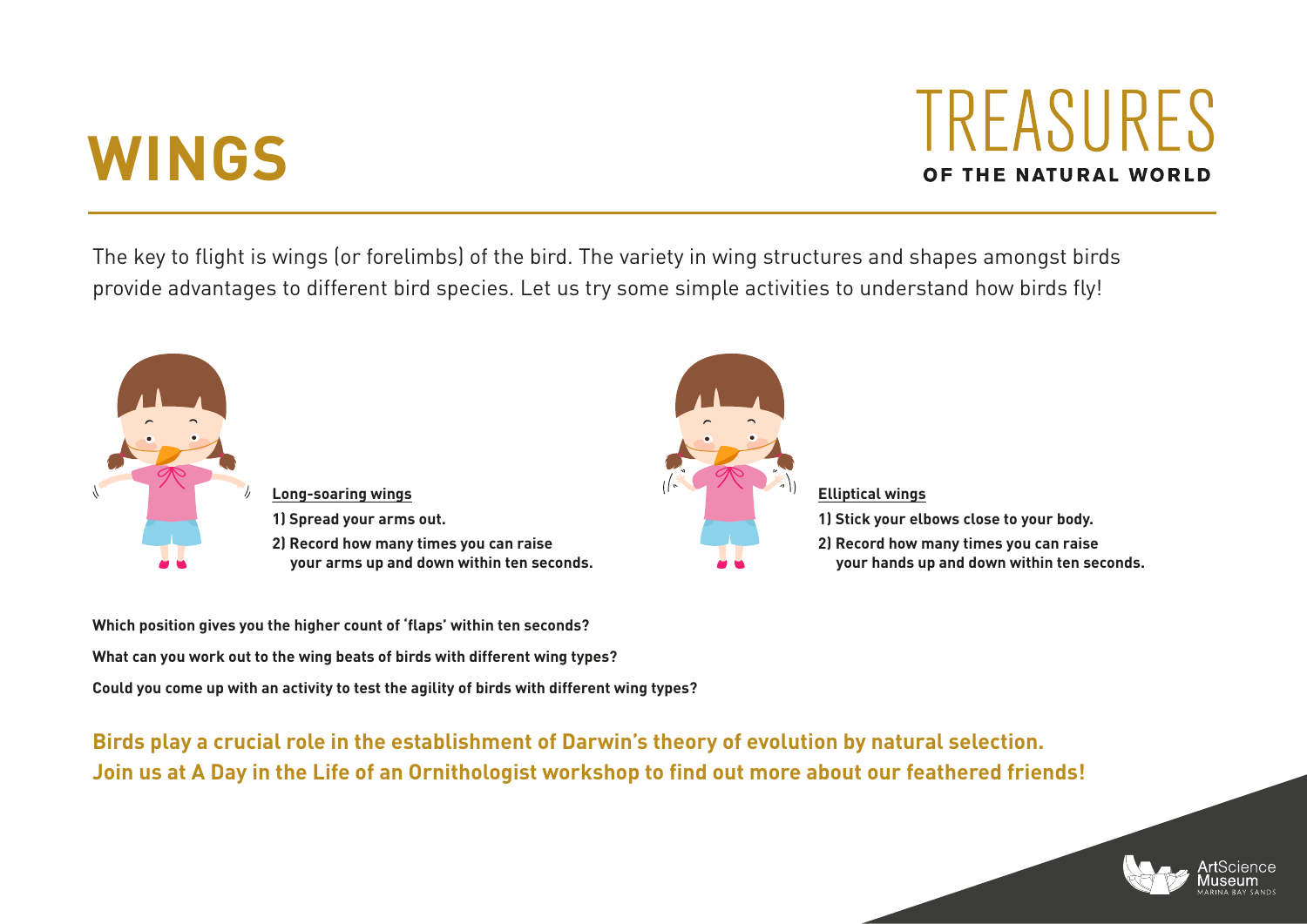# WINGS

TREASURES
OF THE NATURAL WORLD

The key to flight is wings (or forelimbs) of the bird. The variety in wing structures and shapes amongst birds provide advantages to different bird species. Let us try some simple activities to understand how birds fly!

**Long-soaring wings**

**1) Spread your arms out.**

**2) Record how many times you can raise your arms up and down within ten seconds.**

**Elliptical wings**

**1) Stick your elbows close to your body.**

**2) Record how many times you can raise your hands up and down within ten seconds.**

**Which position gives you the higher count of 'flaps' within ten seconds?**

**What can you work out to the wing beats of birds with different wing types?**

**Could you come up with an activity to test the agility of birds with different wing types?**

**Birds play a crucial role in the establishment of Darwin's theory of evolution by natural selection. Join us at A Day in the Life of an Ornithologist workshop to find out more about our feathered friends!**

ArtScience Museum
MARINA BAY SANDS